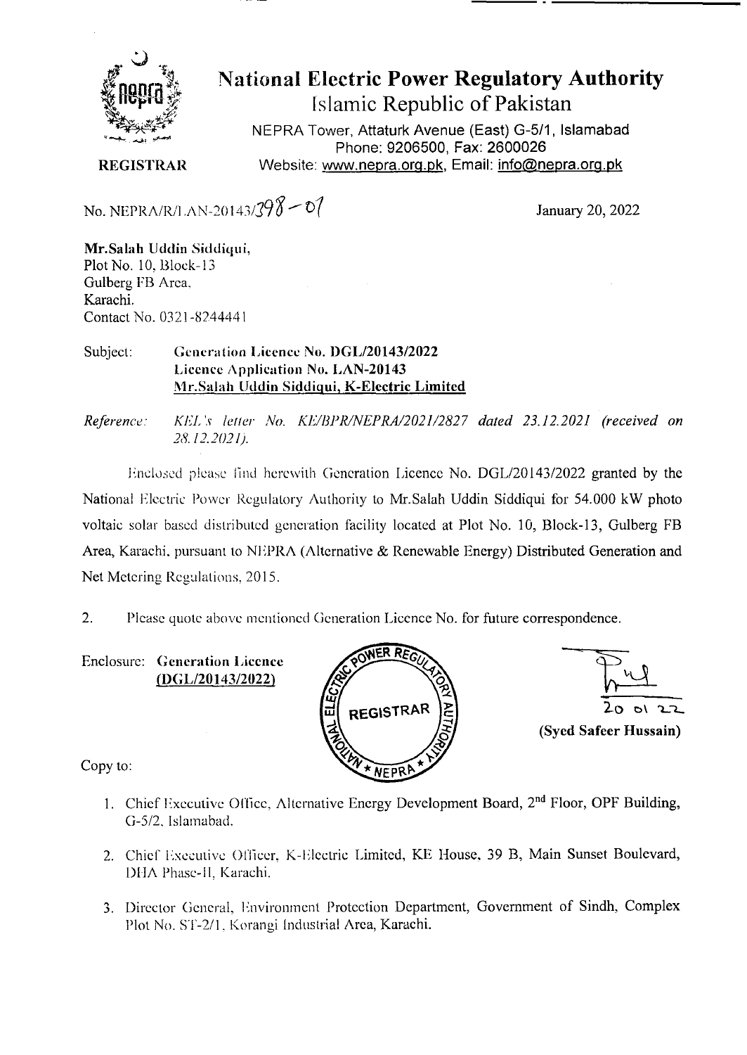# National Electric Power Regulatory Authority

## Islamic Republic of Pakistan

NEPRA Tower, Attaturk Avenue (East) G-5/1, Islamabad
Phone: 9206500, Fax: 2600026
Website: www.nepra.org.pk, Email: info@nepra.org.pk

**REGISTRAR**

No. NEPRA/R/LAN-20143/398-01

January 20, 2022

**Mr.Salah Uddin Siddiqui,**
Plot No. 10, Block-13
Gulberg FB Area,
Karachi.
Contact No. 0321-8244441

Subject: **Generation Licence No. DGL/20143/2022**
**Licence Application No. LAN-20143**
**Mr.Salah Uddin Siddiqui, K-Electric Limited**

*Reference: KEL's letter No. KE/BPR/NEPRA/2021/2827 dated 23.12.2021 (received on 28.12.2021).*

Enclosed please find herewith Generation Licence No. DGL/20143/2022 granted by the National Electric Power Regulatory Authority to Mr.Salah Uddin Siddiqui for 54.000 kW photo voltaic solar based distributed generation facility located at Plot No. 10, Block-13, Gulberg FB Area, Karachi, pursuant to NEPRA (Alternative & Renewable Energy) Distributed Generation and Net Metering Regulations, 2015.

2. Please quote above mentioned Generation Licence No. for future correspondence.

Enclosure: **Generation Licence (DGL/20143/2022)**

20 01 22
**(Syed Safeer Hussain)**

Copy to:

1. Chief Executive Office, Alternative Energy Development Board, 2nd Floor, OPF Building, G-5/2, Islamabad.
2. Chief Executive Officer, K-Electric Limited, KE House, 39 B, Main Sunset Boulevard, DHA Phase-II, Karachi.
3. Director General, Environment Protection Department, Government of Sindh, Complex Plot No. ST-2/1, Korangi Industrial Area, Karachi.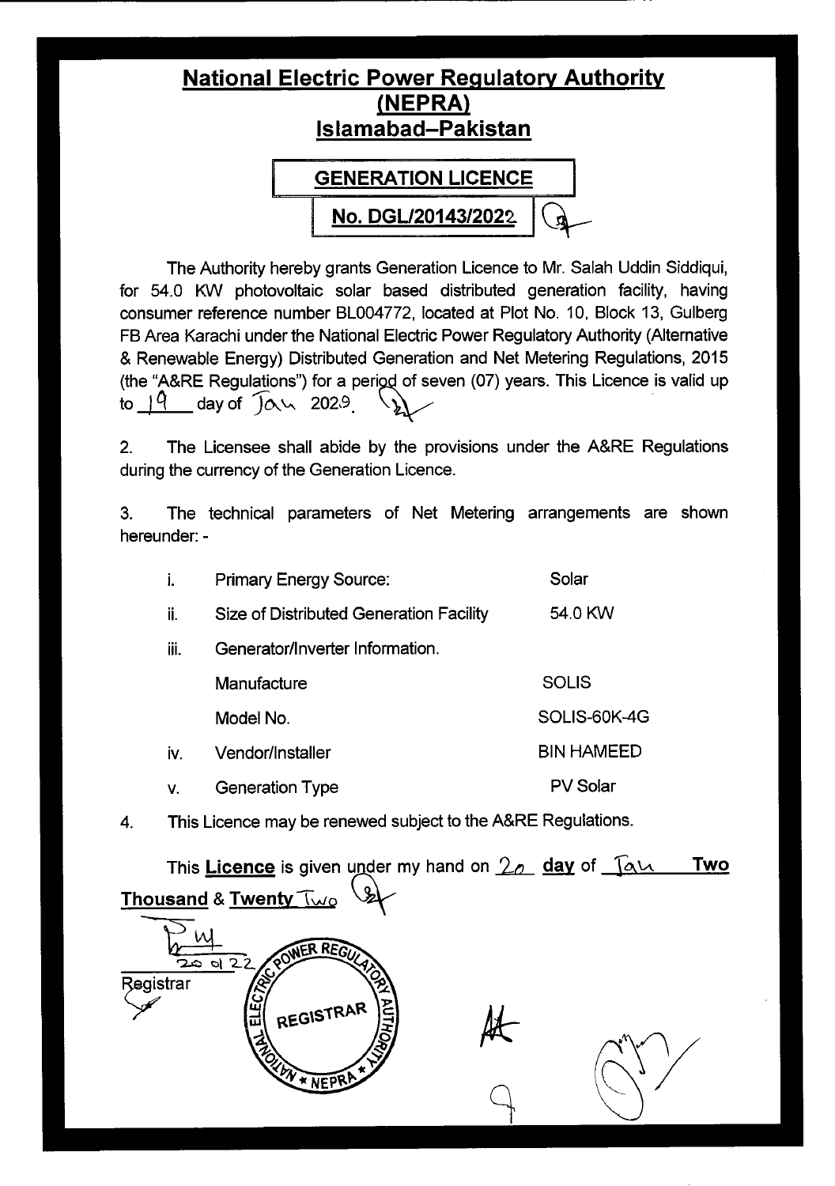# National Electric Power Regulatory Authority (NEPRA) Islamabad–Pakistan

## GENERATION LICENCE

## No. DGL/20143/2022

The Authority hereby grants Generation Licence to Mr. Salah Uddin Siddiqui, for 54.0 KW photovoltaic solar based distributed generation facility, having consumer reference number BL004772, located at Plot No. 10, Block 13, Gulberg FB Area Karachi under the National Electric Power Regulatory Authority (Alternative & Renewable Energy) Distributed Generation and Net Metering Regulations, 2015 (the "A&RE Regulations") for a period of seven (07) years. This Licence is valid up to 19 day of Jan 2029.

2. The Licensee shall abide by the provisions under the A&RE Regulations during the currency of the Generation Licence.

3. The technical parameters of Net Metering arrangements are shown hereunder: -

| | | |
|---|---|---|
| i. | Primary Energy Source: | Solar |
| ii. | Size of Distributed Generation Facility | 54.0 KW |
| iii. | Generator/Inverter Information. | |
| | Manufacture | SOLIS |
| | Model No. | SOLIS-60K-4G |
| iv. | Vendor/Installer | BIN HAMEED |
| v. | Generation Type | PV Solar |

4. This Licence may be renewed subject to the A&RE Regulations.

This **Licence** is given under my hand on 20 **day** of Jan **Two Thousand** & **Twenty Two**

20 01 22

Registrar

REGISTRAR — NATIONAL ELECTRIC POWER REGULATORY AUTHORITY ★ NEPRA ★